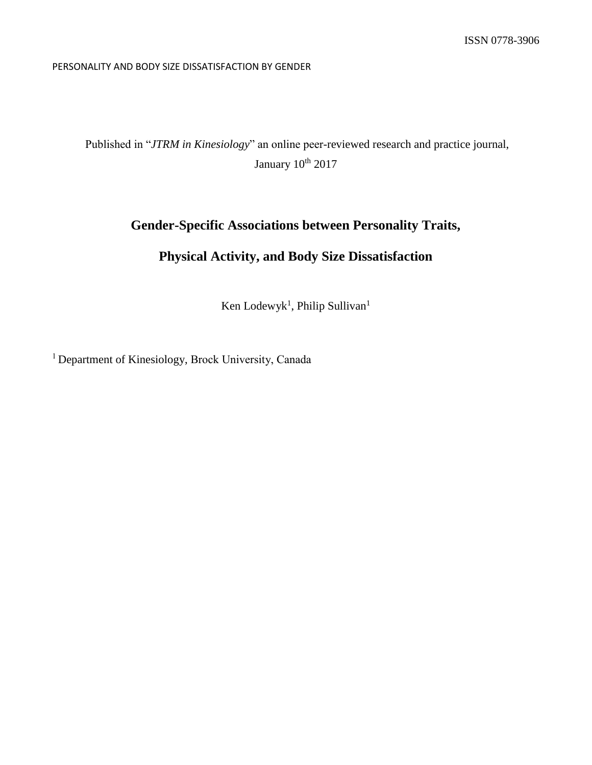ISSN 0778-3906

Published in "*JTRM in Kinesiology*" an online peer-reviewed research and practice journal, January 10th 2017

# Gender-Specific Associations between Personality Traits, Physical Activity, and Body Size Dissatisfaction

Ken Lodewyk[1], Philip Sullivan[1]

[1] Department of Kinesiology, Brock University, Canada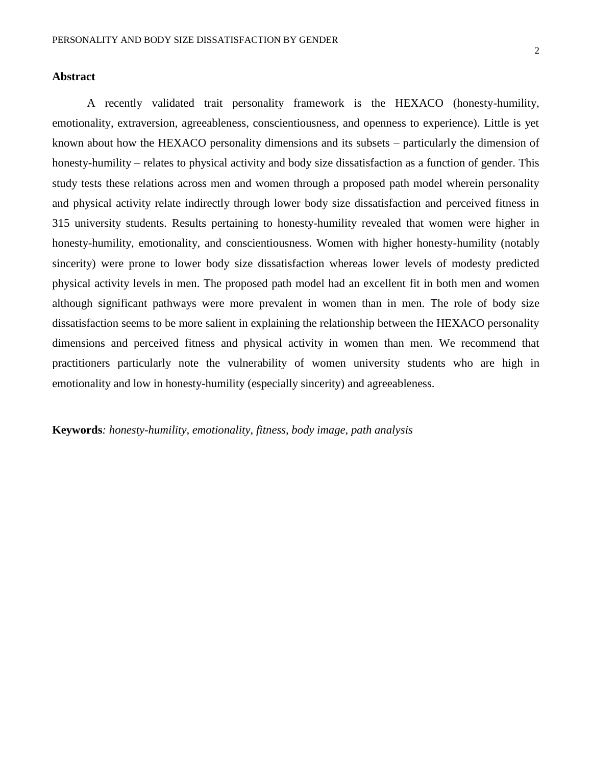## Abstract

A recently validated trait personality framework is the HEXACO (honesty-humility, emotionality, extraversion, agreeableness, conscientiousness, and openness to experience). Little is yet known about how the HEXACO personality dimensions and its subsets – particularly the dimension of honesty-humility – relates to physical activity and body size dissatisfaction as a function of gender. This study tests these relations across men and women through a proposed path model wherein personality and physical activity relate indirectly through lower body size dissatisfaction and perceived fitness in 315 university students. Results pertaining to honesty-humility revealed that women were higher in honesty-humility, emotionality, and conscientiousness. Women with higher honesty-humility (notably sincerity) were prone to lower body size dissatisfaction whereas lower levels of modesty predicted physical activity levels in men. The proposed path model had an excellent fit in both men and women although significant pathways were more prevalent in women than in men. The role of body size dissatisfaction seems to be more salient in explaining the relationship between the HEXACO personality dimensions and perceived fitness and physical activity in women than men. We recommend that practitioners particularly note the vulnerability of women university students who are high in emotionality and low in honesty-humility (especially sincerity) and agreeableness.

**Keywords***: honesty-humility, emotionality, fitness, body image, path analysis*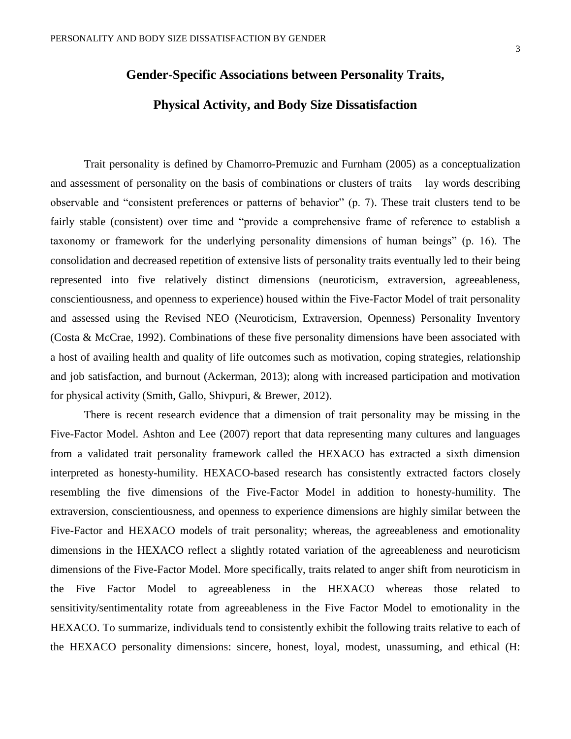# Gender-Specific Associations between Personality Traits, Physical Activity, and Body Size Dissatisfaction

Trait personality is defined by Chamorro-Premuzic and Furnham (2005) as a conceptualization and assessment of personality on the basis of combinations or clusters of traits – lay words describing observable and "consistent preferences or patterns of behavior" (p. 7). These trait clusters tend to be fairly stable (consistent) over time and "provide a comprehensive frame of reference to establish a taxonomy or framework for the underlying personality dimensions of human beings" (p. 16). The consolidation and decreased repetition of extensive lists of personality traits eventually led to their being represented into five relatively distinct dimensions (neuroticism, extraversion, agreeableness, conscientiousness, and openness to experience) housed within the Five-Factor Model of trait personality and assessed using the Revised NEO (Neuroticism, Extraversion, Openness) Personality Inventory (Costa & McCrae, 1992). Combinations of these five personality dimensions have been associated with a host of availing health and quality of life outcomes such as motivation, coping strategies, relationship and job satisfaction, and burnout (Ackerman, 2013); along with increased participation and motivation for physical activity (Smith, Gallo, Shivpuri, & Brewer, 2012).

There is recent research evidence that a dimension of trait personality may be missing in the Five-Factor Model. Ashton and Lee (2007) report that data representing many cultures and languages from a validated trait personality framework called the HEXACO has extracted a sixth dimension interpreted as honesty-humility. HEXACO-based research has consistently extracted factors closely resembling the five dimensions of the Five-Factor Model in addition to honesty-humility. The extraversion, conscientiousness, and openness to experience dimensions are highly similar between the Five-Factor and HEXACO models of trait personality; whereas, the agreeableness and emotionality dimensions in the HEXACO reflect a slightly rotated variation of the agreeableness and neuroticism dimensions of the Five-Factor Model. More specifically, traits related to anger shift from neuroticism in the Five Factor Model to agreeableness in the HEXACO whereas those related to sensitivity/sentimentality rotate from agreeableness in the Five Factor Model to emotionality in the HEXACO. To summarize, individuals tend to consistently exhibit the following traits relative to each of the HEXACO personality dimensions: sincere, honest, loyal, modest, unassuming, and ethical (H: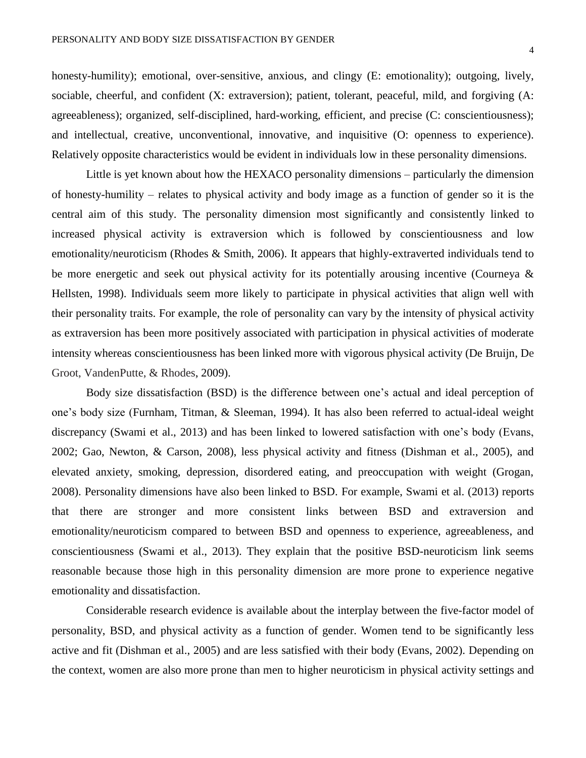honesty-humility); emotional, over-sensitive, anxious, and clingy (E: emotionality); outgoing, lively, sociable, cheerful, and confident (X: extraversion); patient, tolerant, peaceful, mild, and forgiving (A: agreeableness); organized, self-disciplined, hard-working, efficient, and precise (C: conscientiousness); and intellectual, creative, unconventional, innovative, and inquisitive (O: openness to experience). Relatively opposite characteristics would be evident in individuals low in these personality dimensions.

Little is yet known about how the HEXACO personality dimensions – particularly the dimension of honesty-humility – relates to physical activity and body image as a function of gender so it is the central aim of this study. The personality dimension most significantly and consistently linked to increased physical activity is extraversion which is followed by conscientiousness and low emotionality/neuroticism (Rhodes & Smith, 2006). It appears that highly-extraverted individuals tend to be more energetic and seek out physical activity for its potentially arousing incentive (Courneya & Hellsten, 1998). Individuals seem more likely to participate in physical activities that align well with their personality traits. For example, the role of personality can vary by the intensity of physical activity as extraversion has been more positively associated with participation in physical activities of moderate intensity whereas conscientiousness has been linked more with vigorous physical activity (De Bruijn, De Groot, VandenPutte, & Rhodes, 2009).

Body size dissatisfaction (BSD) is the difference between one's actual and ideal perception of one's body size (Furnham, Titman, & Sleeman, 1994). It has also been referred to actual-ideal weight discrepancy (Swami et al., 2013) and has been linked to lowered satisfaction with one's body (Evans, 2002; Gao, Newton, & Carson, 2008), less physical activity and fitness (Dishman et al., 2005), and elevated anxiety, smoking, depression, disordered eating, and preoccupation with weight (Grogan, 2008). Personality dimensions have also been linked to BSD. For example, Swami et al. (2013) reports that there are stronger and more consistent links between BSD and extraversion and emotionality/neuroticism compared to between BSD and openness to experience, agreeableness, and conscientiousness (Swami et al., 2013). They explain that the positive BSD-neuroticism link seems reasonable because those high in this personality dimension are more prone to experience negative emotionality and dissatisfaction.

Considerable research evidence is available about the interplay between the five-factor model of personality, BSD, and physical activity as a function of gender. Women tend to be significantly less active and fit (Dishman et al., 2005) and are less satisfied with their body (Evans, 2002). Depending on the context, women are also more prone than men to higher neuroticism in physical activity settings and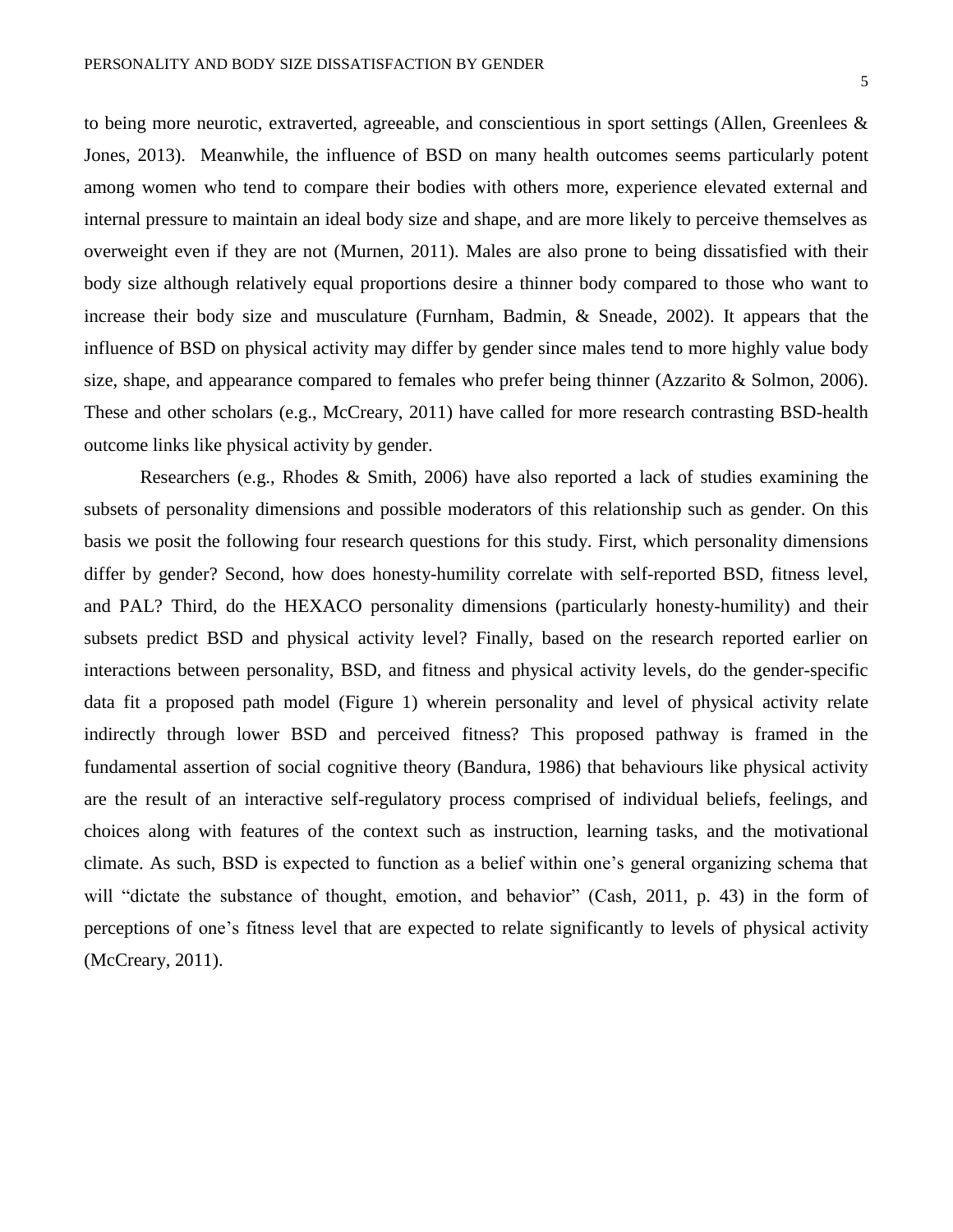to being more neurotic, extraverted, agreeable, and conscientious in sport settings (Allen, Greenlees & Jones, 2013). Meanwhile, the influence of BSD on many health outcomes seems particularly potent among women who tend to compare their bodies with others more, experience elevated external and internal pressure to maintain an ideal body size and shape, and are more likely to perceive themselves as overweight even if they are not (Murnen, 2011). Males are also prone to being dissatisfied with their body size although relatively equal proportions desire a thinner body compared to those who want to increase their body size and musculature (Furnham, Badmin, & Sneade, 2002). It appears that the influence of BSD on physical activity may differ by gender since males tend to more highly value body size, shape, and appearance compared to females who prefer being thinner (Azzarito & Solmon, 2006). These and other scholars (e.g., McCreary, 2011) have called for more research contrasting BSD-health outcome links like physical activity by gender.

Researchers (e.g., Rhodes & Smith, 2006) have also reported a lack of studies examining the subsets of personality dimensions and possible moderators of this relationship such as gender. On this basis we posit the following four research questions for this study. First, which personality dimensions differ by gender? Second, how does honesty-humility correlate with self-reported BSD, fitness level, and PAL? Third, do the HEXACO personality dimensions (particularly honesty-humility) and their subsets predict BSD and physical activity level? Finally, based on the research reported earlier on interactions between personality, BSD, and fitness and physical activity levels, do the gender-specific data fit a proposed path model (Figure 1) wherein personality and level of physical activity relate indirectly through lower BSD and perceived fitness? This proposed pathway is framed in the fundamental assertion of social cognitive theory (Bandura, 1986) that behaviours like physical activity are the result of an interactive self-regulatory process comprised of individual beliefs, feelings, and choices along with features of the context such as instruction, learning tasks, and the motivational climate. As such, BSD is expected to function as a belief within one's general organizing schema that will "dictate the substance of thought, emotion, and behavior" (Cash, 2011, p. 43) in the form of perceptions of one's fitness level that are expected to relate significantly to levels of physical activity (McCreary, 2011).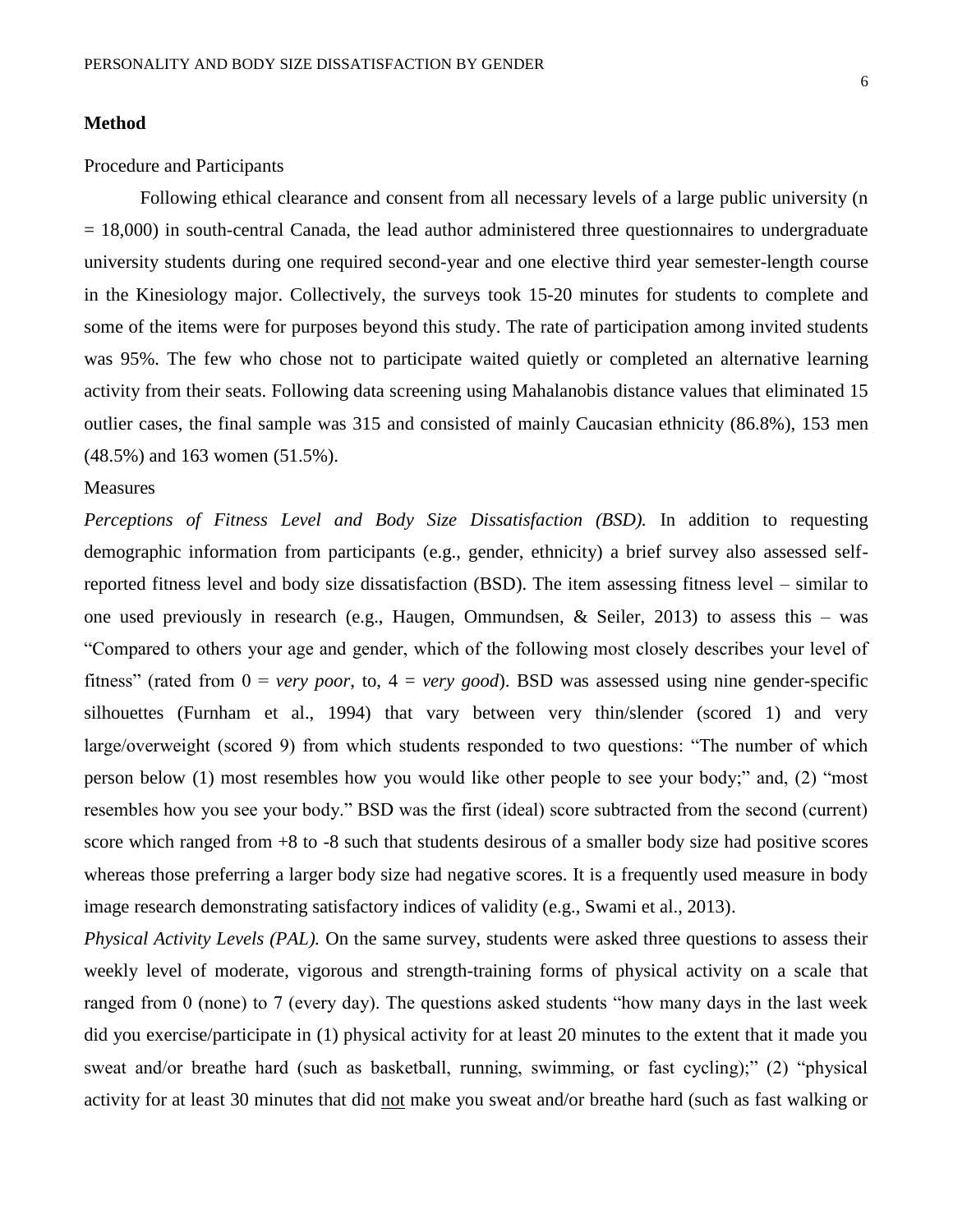## Method

Procedure and Participants

Following ethical clearance and consent from all necessary levels of a large public university (n = 18,000) in south-central Canada, the lead author administered three questionnaires to undergraduate university students during one required second-year and one elective third year semester-length course in the Kinesiology major. Collectively, the surveys took 15-20 minutes for students to complete and some of the items were for purposes beyond this study. The rate of participation among invited students was 95%. The few who chose not to participate waited quietly or completed an alternative learning activity from their seats. Following data screening using Mahalanobis distance values that eliminated 15 outlier cases, the final sample was 315 and consisted of mainly Caucasian ethnicity (86.8%), 153 men (48.5%) and 163 women (51.5%).

Measures

*Perceptions of Fitness Level and Body Size Dissatisfaction (BSD).* In addition to requesting demographic information from participants (e.g., gender, ethnicity) a brief survey also assessed self-reported fitness level and body size dissatisfaction (BSD). The item assessing fitness level – similar to one used previously in research (e.g., Haugen, Ommundsen, & Seiler, 2013) to assess this – was "Compared to others your age and gender, which of the following most closely describes your level of fitness" (rated from 0 = *very poor*, to, 4 = *very good*). BSD was assessed using nine gender-specific silhouettes (Furnham et al., 1994) that vary between very thin/slender (scored 1) and very large/overweight (scored 9) from which students responded to two questions: "The number of which person below (1) most resembles how you would like other people to see your body;" and, (2) "most resembles how you see your body." BSD was the first (ideal) score subtracted from the second (current) score which ranged from +8 to -8 such that students desirous of a smaller body size had positive scores whereas those preferring a larger body size had negative scores. It is a frequently used measure in body image research demonstrating satisfactory indices of validity (e.g., Swami et al., 2013).

*Physical Activity Levels (PAL).* On the same survey, students were asked three questions to assess their weekly level of moderate, vigorous and strength-training forms of physical activity on a scale that ranged from 0 (none) to 7 (every day). The questions asked students "how many days in the last week did you exercise/participate in (1) physical activity for at least 20 minutes to the extent that it made you sweat and/or breathe hard (such as basketball, running, swimming, or fast cycling);" (2) "physical activity for at least 30 minutes that did <u>not</u> make you sweat and/or breathe hard (such as fast walking or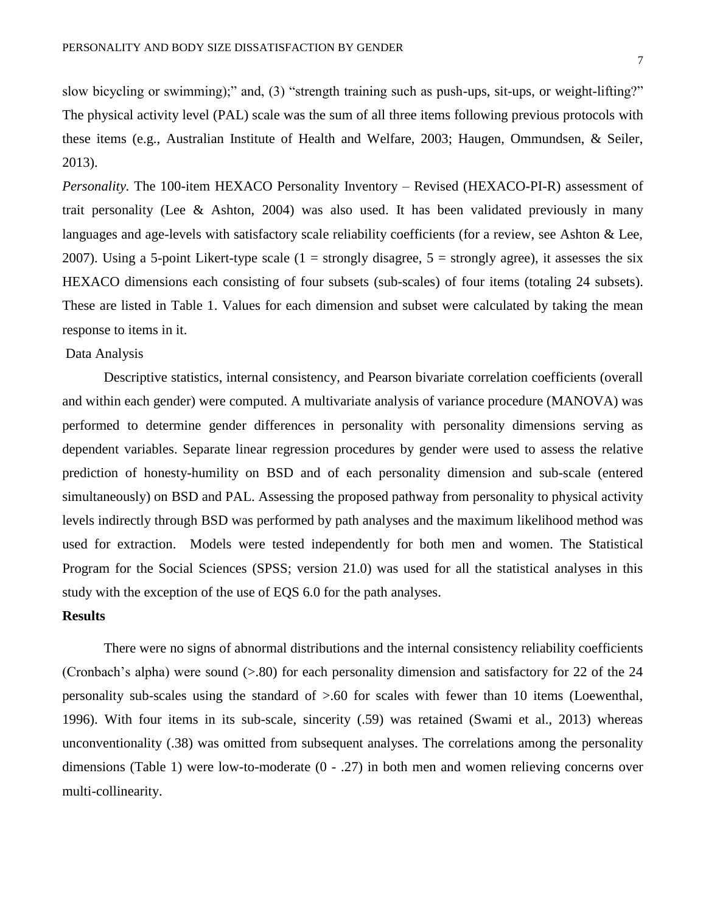slow bicycling or swimming);" and, (3) "strength training such as push-ups, sit-ups, or weight-lifting?" The physical activity level (PAL) scale was the sum of all three items following previous protocols with these items (e.g., Australian Institute of Health and Welfare, 2003; Haugen, Ommundsen, & Seiler, 2013).

*Personality.* The 100-item HEXACO Personality Inventory – Revised (HEXACO-PI-R) assessment of trait personality (Lee & Ashton, 2004) was also used. It has been validated previously in many languages and age-levels with satisfactory scale reliability coefficients (for a review, see Ashton & Lee, 2007). Using a 5-point Likert-type scale (1 = strongly disagree, 5 = strongly agree), it assesses the six HEXACO dimensions each consisting of four subsets (sub-scales) of four items (totaling 24 subsets). These are listed in Table 1. Values for each dimension and subset were calculated by taking the mean response to items in it.

Data Analysis

Descriptive statistics, internal consistency, and Pearson bivariate correlation coefficients (overall and within each gender) were computed. A multivariate analysis of variance procedure (MANOVA) was performed to determine gender differences in personality with personality dimensions serving as dependent variables. Separate linear regression procedures by gender were used to assess the relative prediction of honesty-humility on BSD and of each personality dimension and sub-scale (entered simultaneously) on BSD and PAL. Assessing the proposed pathway from personality to physical activity levels indirectly through BSD was performed by path analyses and the maximum likelihood method was used for extraction. Models were tested independently for both men and women. The Statistical Program for the Social Sciences (SPSS; version 21.0) was used for all the statistical analyses in this study with the exception of the use of EQS 6.0 for the path analyses.

## Results

There were no signs of abnormal distributions and the internal consistency reliability coefficients (Cronbach's alpha) were sound (>.80) for each personality dimension and satisfactory for 22 of the 24 personality sub-scales using the standard of >.60 for scales with fewer than 10 items (Loewenthal, 1996). With four items in its sub-scale, sincerity (.59) was retained (Swami et al., 2013) whereas unconventionality (.38) was omitted from subsequent analyses. The correlations among the personality dimensions (Table 1) were low-to-moderate (0 - .27) in both men and women relieving concerns over multi-collinearity.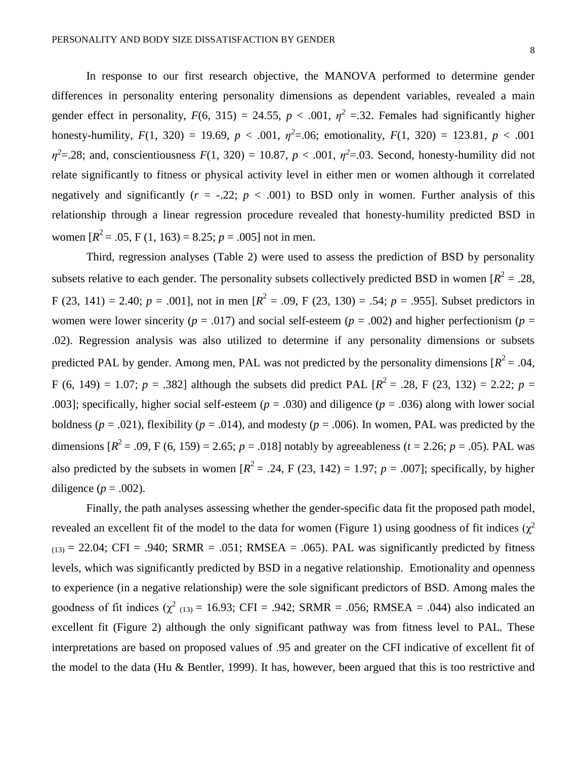In response to our first research objective, the MANOVA performed to determine gender differences in personality entering personality dimensions as dependent variables, revealed a main gender effect in personality, $F(6, 315) = 24.55$, $p < .001$, $\eta^2 = .32$. Females had significantly higher honesty-humility, $F(1, 320) = 19.69$, $p < .001$, $\eta^2 = .06$; emotionality, $F(1, 320) = 123.81$, $p < .001$ $\eta^2 = .28$; and, conscientiousness $F(1, 320) = 10.87$, $p < .001$, $\eta^2 = .03$. Second, honesty-humility did not relate significantly to fitness or physical activity level in either men or women although it correlated negatively and significantly ($r = -.22$; $p < .001$) to BSD only in women. Further analysis of this relationship through a linear regression procedure revealed that honesty-humility predicted BSD in women [$R^2 = .05$, F $(1, 163) = 8.25$; $p = .005$] not in men.

Third, regression analyses (Table 2) were used to assess the prediction of BSD by personality subsets relative to each gender. The personality subsets collectively predicted BSD in women [$R^2 = .28$, F $(23, 141) = 2.40$; $p = .001$], not in men [$R^2 = .09$, F $(23, 130) = .54$; $p = .955$]. Subset predictors in women were lower sincerity ($p = .017$) and social self-esteem ($p = .002$) and higher perfectionism ($p = .02$). Regression analysis was also utilized to determine if any personality dimensions or subsets predicted PAL by gender. Among men, PAL was not predicted by the personality dimensions [$R^2 = .04$, F $(6, 149) = 1.07$; $p = .382$] although the subsets did predict PAL [$R^2 = .28$, F $(23, 132) = 2.22$; $p = .003$]; specifically, higher social self-esteem ($p = .030$) and diligence ($p = .036$) along with lower social boldness ($p = .021$), flexibility ($p = .014$), and modesty ($p = .006$). In women, PAL was predicted by the dimensions [$R^2 = .09$, F $(6, 159) = 2.65$; $p = .018$] notably by agreeableness ($t = 2.26$; $p = .05$). PAL was also predicted by the subsets in women [$R^2 = .24$, F $(23, 142) = 1.97$; $p = .007$]; specifically, by higher diligence ($p = .002$).

Finally, the path analyses assessing whether the gender-specific data fit the proposed path model, revealed an excellent fit of the model to the data for women (Figure 1) using goodness of fit indices ($\chi^2_{(13)} = 22.04$; CFI = .940; SRMR = .051; RMSEA = .065). PAL was significantly predicted by fitness levels, which was significantly predicted by BSD in a negative relationship. Emotionality and openness to experience (in a negative relationship) were the sole significant predictors of BSD. Among males the goodness of fit indices ($\chi^2_{(13)} = 16.93$; CFI = .942; SRMR = .056; RMSEA = .044) also indicated an excellent fit (Figure 2) although the only significant pathway was from fitness level to PAL. These interpretations are based on proposed values of .95 and greater on the CFI indicative of excellent fit of the model to the data (Hu & Bentler, 1999). It has, however, been argued that this is too restrictive and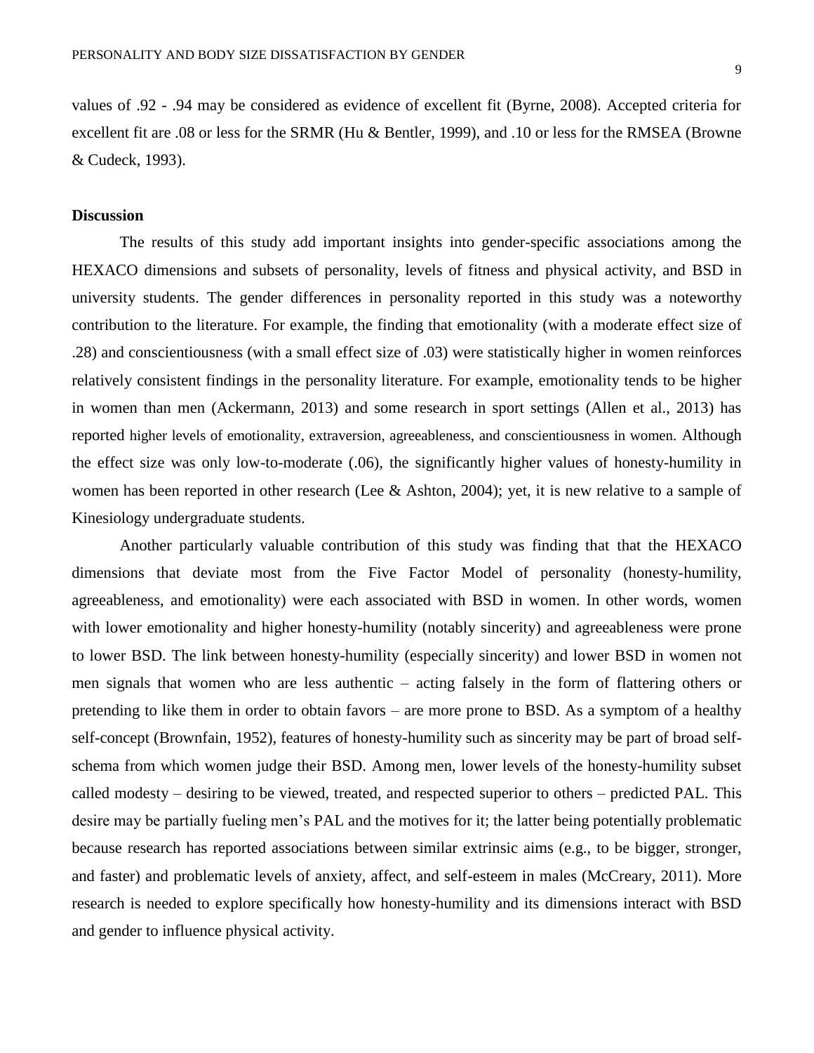values of .92 - .94 may be considered as evidence of excellent fit (Byrne, 2008). Accepted criteria for excellent fit are .08 or less for the SRMR (Hu & Bentler, 1999), and .10 or less for the RMSEA (Browne & Cudeck, 1993).

## Discussion

The results of this study add important insights into gender-specific associations among the HEXACO dimensions and subsets of personality, levels of fitness and physical activity, and BSD in university students. The gender differences in personality reported in this study was a noteworthy contribution to the literature. For example, the finding that emotionality (with a moderate effect size of .28) and conscientiousness (with a small effect size of .03) were statistically higher in women reinforces relatively consistent findings in the personality literature. For example, emotionality tends to be higher in women than men (Ackermann, 2013) and some research in sport settings (Allen et al., 2013) has reported higher levels of emotionality, extraversion, agreeableness, and conscientiousness in women. Although the effect size was only low-to-moderate (.06), the significantly higher values of honesty-humility in women has been reported in other research (Lee & Ashton, 2004); yet, it is new relative to a sample of Kinesiology undergraduate students.

Another particularly valuable contribution of this study was finding that that the HEXACO dimensions that deviate most from the Five Factor Model of personality (honesty-humility, agreeableness, and emotionality) were each associated with BSD in women. In other words, women with lower emotionality and higher honesty-humility (notably sincerity) and agreeableness were prone to lower BSD. The link between honesty-humility (especially sincerity) and lower BSD in women not men signals that women who are less authentic – acting falsely in the form of flattering others or pretending to like them in order to obtain favors – are more prone to BSD. As a symptom of a healthy self-concept (Brownfain, 1952), features of honesty-humility such as sincerity may be part of broad self-schema from which women judge their BSD. Among men, lower levels of the honesty-humility subset called modesty – desiring to be viewed, treated, and respected superior to others – predicted PAL. This desire may be partially fueling men's PAL and the motives for it; the latter being potentially problematic because research has reported associations between similar extrinsic aims (e.g., to be bigger, stronger, and faster) and problematic levels of anxiety, affect, and self-esteem in males (McCreary, 2011). More research is needed to explore specifically how honesty-humility and its dimensions interact with BSD and gender to influence physical activity.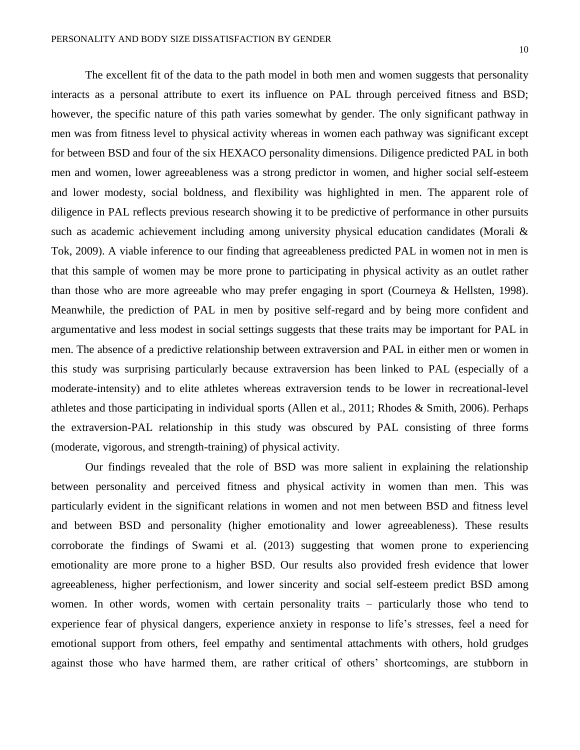The excellent fit of the data to the path model in both men and women suggests that personality interacts as a personal attribute to exert its influence on PAL through perceived fitness and BSD; however, the specific nature of this path varies somewhat by gender. The only significant pathway in men was from fitness level to physical activity whereas in women each pathway was significant except for between BSD and four of the six HEXACO personality dimensions. Diligence predicted PAL in both men and women, lower agreeableness was a strong predictor in women, and higher social self-esteem and lower modesty, social boldness, and flexibility was highlighted in men. The apparent role of diligence in PAL reflects previous research showing it to be predictive of performance in other pursuits such as academic achievement including among university physical education candidates (Morali & Tok, 2009). A viable inference to our finding that agreeableness predicted PAL in women not in men is that this sample of women may be more prone to participating in physical activity as an outlet rather than those who are more agreeable who may prefer engaging in sport (Courneya & Hellsten, 1998). Meanwhile, the prediction of PAL in men by positive self-regard and by being more confident and argumentative and less modest in social settings suggests that these traits may be important for PAL in men. The absence of a predictive relationship between extraversion and PAL in either men or women in this study was surprising particularly because extraversion has been linked to PAL (especially of a moderate-intensity) and to elite athletes whereas extraversion tends to be lower in recreational-level athletes and those participating in individual sports (Allen et al., 2011; Rhodes & Smith, 2006). Perhaps the extraversion-PAL relationship in this study was obscured by PAL consisting of three forms (moderate, vigorous, and strength-training) of physical activity.

Our findings revealed that the role of BSD was more salient in explaining the relationship between personality and perceived fitness and physical activity in women than men. This was particularly evident in the significant relations in women and not men between BSD and fitness level and between BSD and personality (higher emotionality and lower agreeableness). These results corroborate the findings of Swami et al. (2013) suggesting that women prone to experiencing emotionality are more prone to a higher BSD. Our results also provided fresh evidence that lower agreeableness, higher perfectionism, and lower sincerity and social self-esteem predict BSD among women. In other words, women with certain personality traits – particularly those who tend to experience fear of physical dangers, experience anxiety in response to life's stresses, feel a need for emotional support from others, feel empathy and sentimental attachments with others, hold grudges against those who have harmed them, are rather critical of others' shortcomings, are stubborn in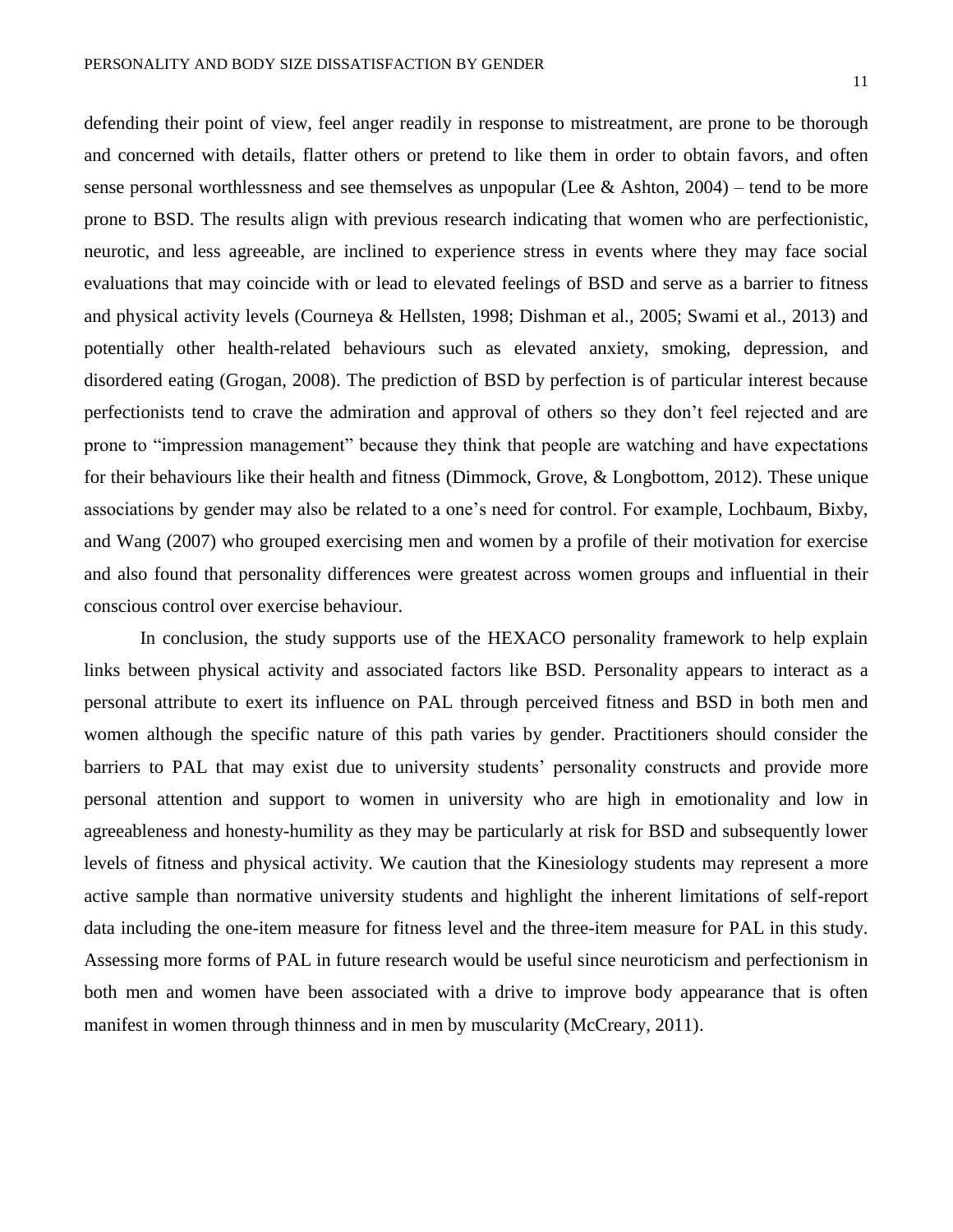defending their point of view, feel anger readily in response to mistreatment, are prone to be thorough and concerned with details, flatter others or pretend to like them in order to obtain favors, and often sense personal worthlessness and see themselves as unpopular (Lee & Ashton, 2004) – tend to be more prone to BSD. The results align with previous research indicating that women who are perfectionistic, neurotic, and less agreeable, are inclined to experience stress in events where they may face social evaluations that may coincide with or lead to elevated feelings of BSD and serve as a barrier to fitness and physical activity levels (Courneya & Hellsten, 1998; Dishman et al., 2005; Swami et al., 2013) and potentially other health-related behaviours such as elevated anxiety, smoking, depression, and disordered eating (Grogan, 2008). The prediction of BSD by perfection is of particular interest because perfectionists tend to crave the admiration and approval of others so they don't feel rejected and are prone to "impression management" because they think that people are watching and have expectations for their behaviours like their health and fitness (Dimmock, Grove, & Longbottom, 2012). These unique associations by gender may also be related to a one's need for control. For example, Lochbaum, Bixby, and Wang (2007) who grouped exercising men and women by a profile of their motivation for exercise and also found that personality differences were greatest across women groups and influential in their conscious control over exercise behaviour.

In conclusion, the study supports use of the HEXACO personality framework to help explain links between physical activity and associated factors like BSD. Personality appears to interact as a personal attribute to exert its influence on PAL through perceived fitness and BSD in both men and women although the specific nature of this path varies by gender. Practitioners should consider the barriers to PAL that may exist due to university students' personality constructs and provide more personal attention and support to women in university who are high in emotionality and low in agreeableness and honesty-humility as they may be particularly at risk for BSD and subsequently lower levels of fitness and physical activity. We caution that the Kinesiology students may represent a more active sample than normative university students and highlight the inherent limitations of self-report data including the one-item measure for fitness level and the three-item measure for PAL in this study. Assessing more forms of PAL in future research would be useful since neuroticism and perfectionism in both men and women have been associated with a drive to improve body appearance that is often manifest in women through thinness and in men by muscularity (McCreary, 2011).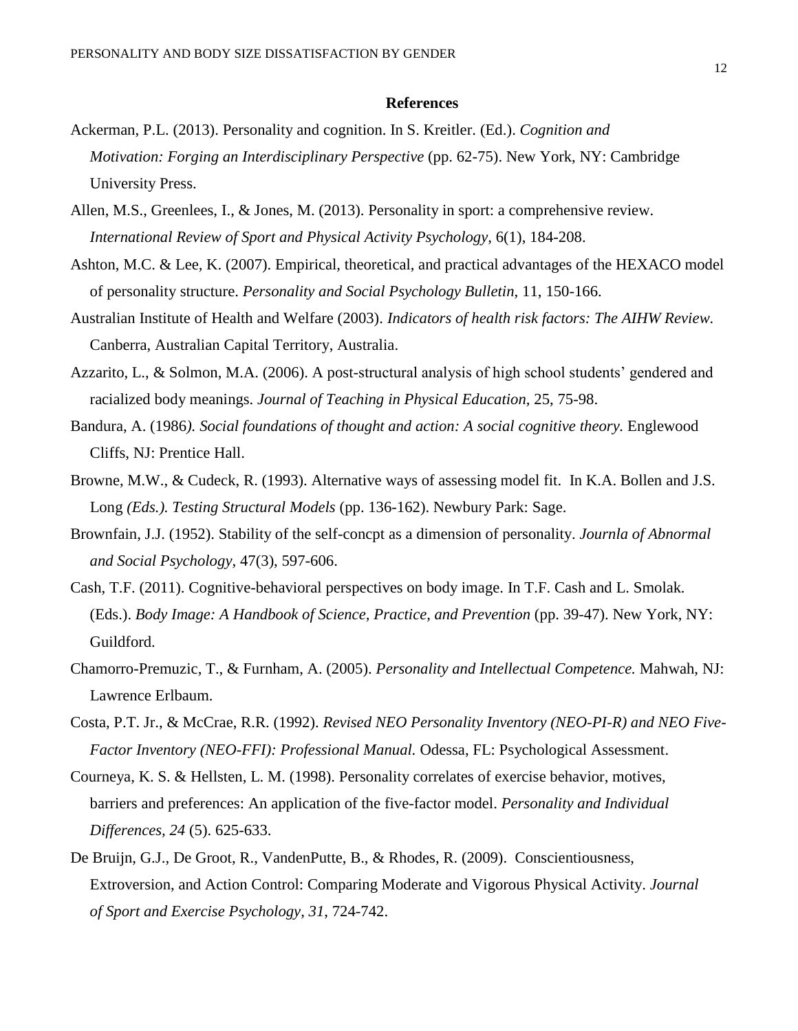## References

Ackerman, P.L. (2013). Personality and cognition. In S. Kreitler. (Ed.). *Cognition and Motivation: Forging an Interdisciplinary Perspective* (pp. 62-75). New York, NY: Cambridge University Press.

Allen, M.S., Greenlees, I., & Jones, M. (2013). Personality in sport: a comprehensive review. *International Review of Sport and Physical Activity Psychology*, 6(1), 184-208.

Ashton, M.C. & Lee, K. (2007). Empirical, theoretical, and practical advantages of the HEXACO model of personality structure. *Personality and Social Psychology Bulletin*, 11, 150-166.

Australian Institute of Health and Welfare (2003). *Indicators of health risk factors: The AIHW Review.* Canberra, Australian Capital Territory, Australia.

Azzarito, L., & Solmon, M.A. (2006). A post-structural analysis of high school students' gendered and racialized body meanings. *Journal of Teaching in Physical Education*, 25, 75-98.

Bandura, A. (1986*). Social foundations of thought and action: A social cognitive theory.* Englewood Cliffs, NJ: Prentice Hall.

Browne, M.W., & Cudeck, R. (1993). Alternative ways of assessing model fit. In K.A. Bollen and J.S. Long *(Eds.). Testing Structural Models* (pp. 136-162). Newbury Park: Sage.

Brownfain, J.J. (1952). Stability of the self-concpt as a dimension of personality. *Journla of Abnormal and Social Psychology*, 47(3), 597-606.

Cash, T.F. (2011). Cognitive-behavioral perspectives on body image. In T.F. Cash and L. Smolak. (Eds.). *Body Image: A Handbook of Science, Practice, and Prevention* (pp. 39-47). New York, NY: Guildford.

Chamorro-Premuzic, T., & Furnham, A. (2005). *Personality and Intellectual Competence.* Mahwah, NJ: Lawrence Erlbaum.

Costa, P.T. Jr., & McCrae, R.R. (1992). *Revised NEO Personality Inventory (NEO-PI-R) and NEO Five-Factor Inventory (NEO-FFI): Professional Manual.* Odessa, FL: Psychological Assessment.

Courneya, K. S. & Hellsten, L. M. (1998). Personality correlates of exercise behavior, motives, barriers and preferences: An application of the five-factor model. *Personality and Individual Differences, 24* (5). 625-633.

De Bruijn, G.J., De Groot, R., VandenPutte, B., & Rhodes, R. (2009). Conscientiousness, Extroversion, and Action Control: Comparing Moderate and Vigorous Physical Activity. *Journal of Sport and Exercise Psychology, 31*, 724-742.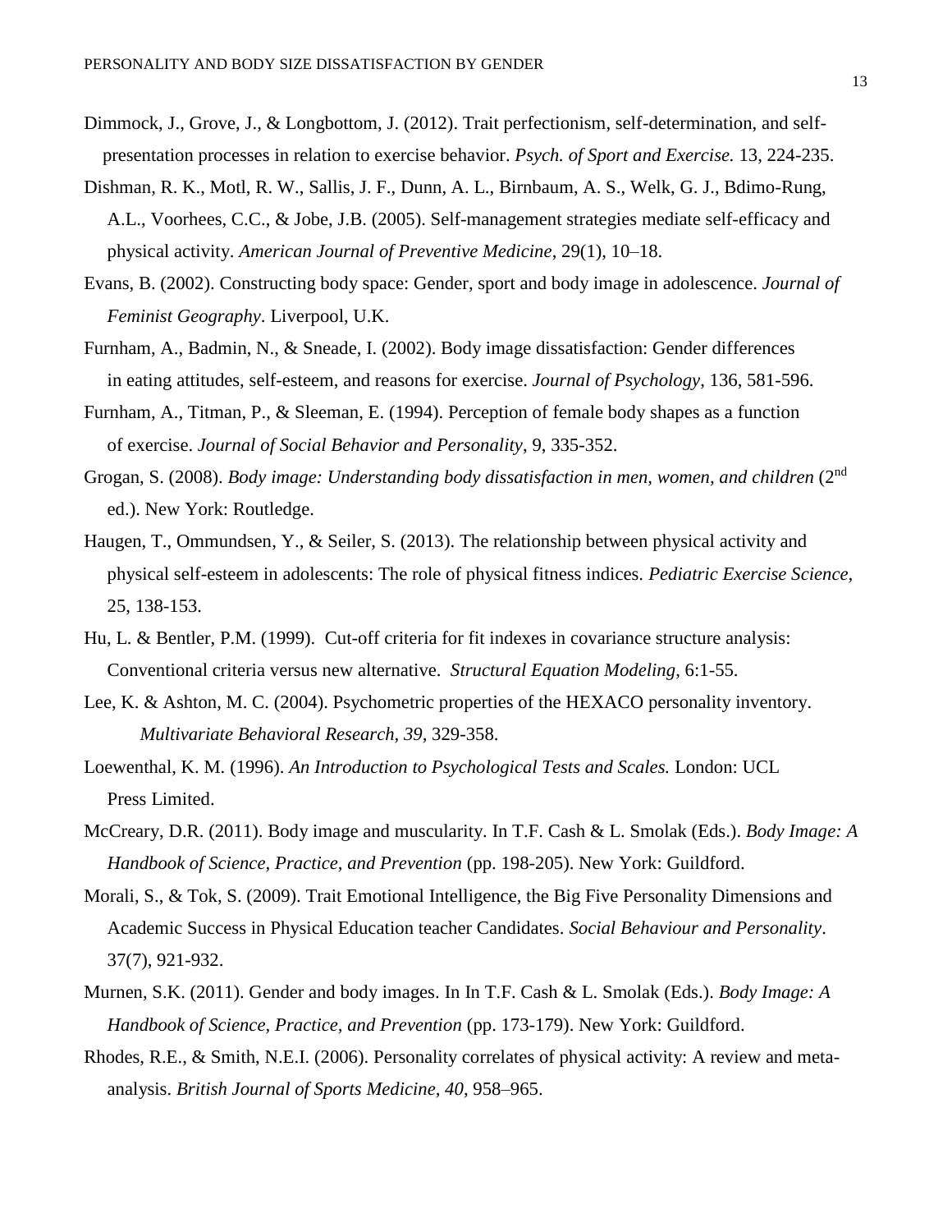Dimmock, J., Grove, J., & Longbottom, J. (2012). Trait perfectionism, self-determination, and self-presentation processes in relation to exercise behavior. *Psych. of Sport and Exercise.* 13, 224-235.

Dishman, R. K., Motl, R. W., Sallis, J. F., Dunn, A. L., Birnbaum, A. S., Welk, G. J., Bdimo-Rung, A.L., Voorhees, C.C., & Jobe, J.B. (2005). Self-management strategies mediate self-efficacy and physical activity. *American Journal of Preventive Medicine*, 29(1), 10–18.

Evans, B. (2002). Constructing body space: Gender, sport and body image in adolescence. *Journal of Feminist Geography*. Liverpool, U.K.

Furnham, A., Badmin, N., & Sneade, I. (2002). Body image dissatisfaction: Gender differences in eating attitudes, self-esteem, and reasons for exercise. *Journal of Psychology*, 136, 581-596.

Furnham, A., Titman, P., & Sleeman, E. (1994). Perception of female body shapes as a function of exercise. *Journal of Social Behavior and Personality*, 9, 335-352.

Grogan, S. (2008). *Body image: Understanding body dissatisfaction in men, women, and children* (2nd ed.). New York: Routledge.

Haugen, T., Ommundsen, Y., & Seiler, S. (2013). The relationship between physical activity and physical self-esteem in adolescents: The role of physical fitness indices. *Pediatric Exercise Science,* 25, 138-153.

Hu, L. & Bentler, P.M. (1999). Cut-off criteria for fit indexes in covariance structure analysis: Conventional criteria versus new alternative. *Structural Equation Modeling,* 6:1-55.

Lee, K. & Ashton, M. C. (2004). Psychometric properties of the HEXACO personality inventory. *Multivariate Behavioral Research, 39,* 329-358.

Loewenthal, K. M. (1996). *An Introduction to Psychological Tests and Scales.* London: UCL Press Limited.

McCreary, D.R. (2011). Body image and muscularity. In T.F. Cash & L. Smolak (Eds.). *Body Image: A Handbook of Science, Practice, and Prevention* (pp. 198-205). New York: Guildford.

Morali, S., & Tok, S. (2009). Trait Emotional Intelligence, the Big Five Personality Dimensions and Academic Success in Physical Education teacher Candidates. *Social Behaviour and Personality*. 37(7), 921-932.

Murnen, S.K. (2011). Gender and body images. In In T.F. Cash & L. Smolak (Eds.). *Body Image: A Handbook of Science, Practice, and Prevention* (pp. 173-179). New York: Guildford.

Rhodes, R.E., & Smith, N.E.I. (2006). Personality correlates of physical activity: A review and meta-analysis. *British Journal of Sports Medicine, 40*, 958–965.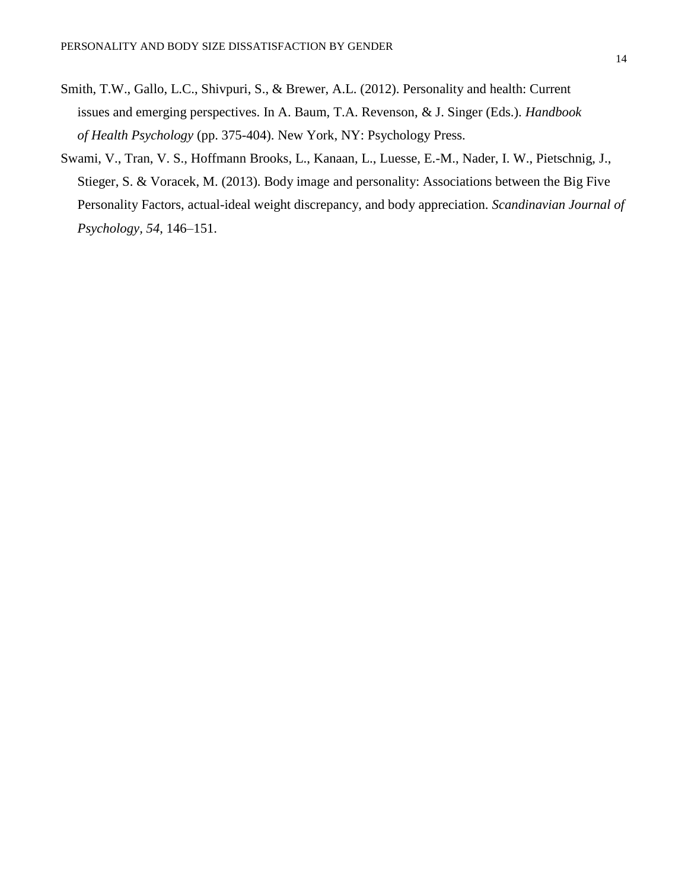Smith, T.W., Gallo, L.C., Shivpuri, S., & Brewer, A.L. (2012). Personality and health: Current issues and emerging perspectives. In A. Baum, T.A. Revenson, & J. Singer (Eds.). *Handbook of Health Psychology* (pp. 375-404). New York, NY: Psychology Press.

Swami, V., Tran, V. S., Hoffmann Brooks, L., Kanaan, L., Luesse, E.-M., Nader, I. W., Pietschnig, J., Stieger, S. & Voracek, M. (2013). Body image and personality: Associations between the Big Five Personality Factors, actual-ideal weight discrepancy, and body appreciation. *Scandinavian Journal of Psychology*, *54*, 146–151.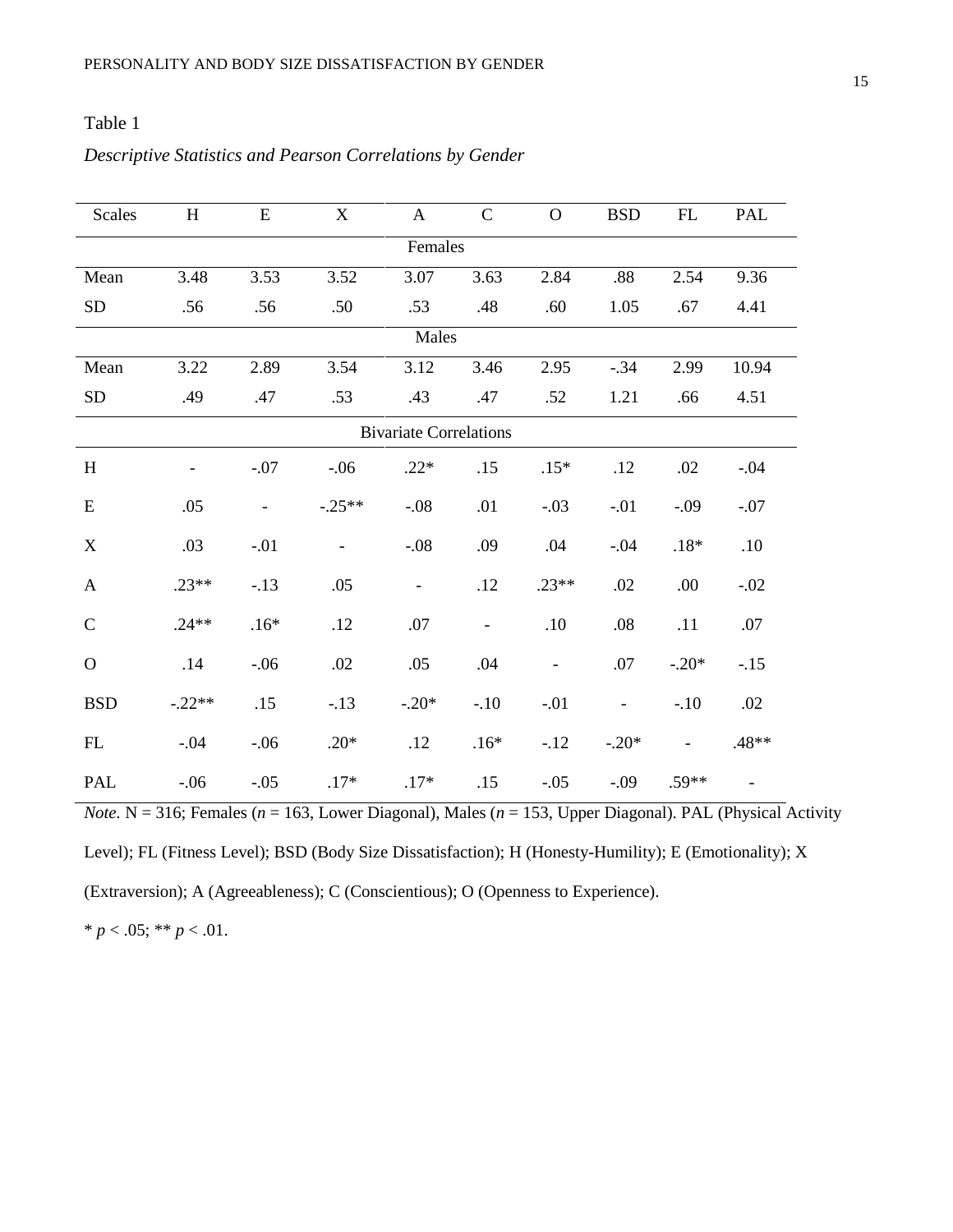Table 1

*Descriptive Statistics and Pearson Correlations by Gender*

| Scales | H | E | X | A | C | O | BSD | FL | PAL |
|---|---|---|---|---|---|---|---|---|---|
| | | | | | Females | | | | |
| Mean | 3.48 | 3.53 | 3.52 | 3.07 | 3.63 | 2.84 | .88 | 2.54 | 9.36 |
| SD | .56 | .56 | .50 | .53 | .48 | .60 | 1.05 | .67 | 4.41 |
| | | | | | Males | | | | |
| Mean | 3.22 | 2.89 | 3.54 | 3.12 | 3.46 | 2.95 | -.34 | 2.99 | 10.94 |
| SD | .49 | .47 | .53 | .43 | .47 | .52 | 1.21 | .66 | 4.51 |
| | | | | | Bivariate Correlations | | | | |
| H | - | -.07 | -.06 | .22* | .15 | .15* | .12 | .02 | -.04 |
| E | .05 | - | -.25** | -.08 | .01 | -.03 | -.01 | -.09 | -.07 |
| X | .03 | -.01 | - | -.08 | .09 | .04 | -.04 | .18* | .10 |
| A | .23** | -.13 | .05 | - | .12 | .23** | .02 | .00 | -.02 |
| C | .24** | .16* | .12 | .07 | - | .10 | .08 | .11 | .07 |
| O | .14 | -.06 | .02 | .05 | .04 | - | .07 | -.20* | -.15 |
| BSD | -.22** | .15 | -.13 | -.20* | -.10 | -.01 | - | -.10 | .02 |
| FL | -.04 | -.06 | .20* | .12 | .16* | -.12 | -.20* | - | .48** |
| PAL | -.06 | -.05 | .17* | .17* | .15 | -.05 | -.09 | .59** | - |

*Note*. N = 316; Females (*n* = 163, Lower Diagonal), Males (*n* = 153, Upper Diagonal). PAL (Physical Activity Level); FL (Fitness Level); BSD (Body Size Dissatisfaction); H (Honesty-Humility); E (Emotionality); X (Extraversion); A (Agreeableness); C (Conscientious); O (Openness to Experience).

* $p < .05$; ** $p < .01$.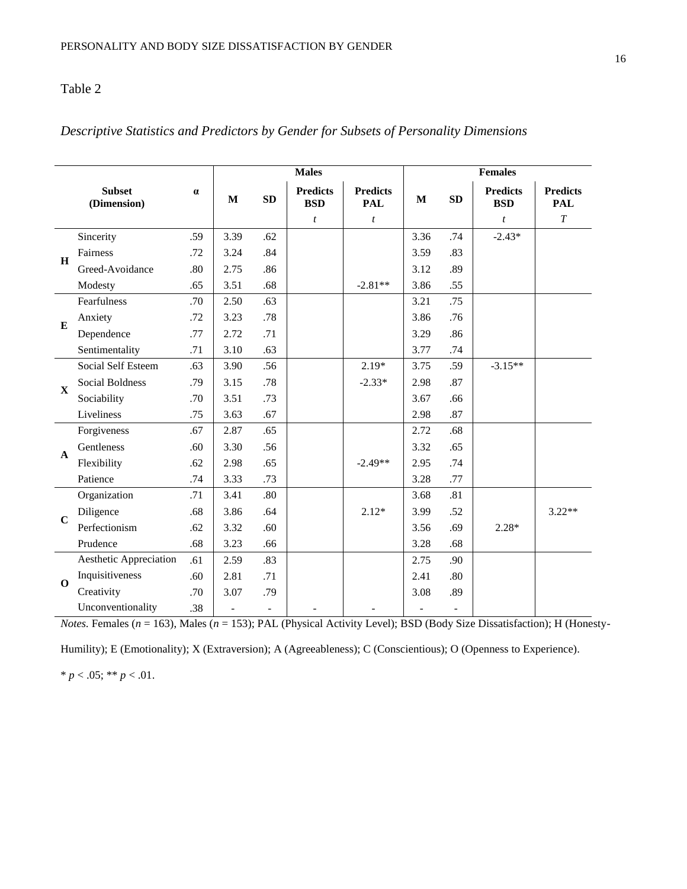Table 2

*Descriptive Statistics and Predictors by Gender for Subsets of Personality Dimensions*

| | Subset (Dimension) | α | Males | | | | Females | | | |
|---|---|---|---|---|---|---|---|---|---|---|
| | | | M | SD | Predicts BSD | Predicts PAL | M | SD | Predicts BSD | Predicts PAL |
| | | | | | *t* | *t* | | | *t* | *T* |
| H | Sincerity | .59 | 3.39 | .62 | | | 3.36 | .74 | -2.43* | |
| | Fairness | .72 | 3.24 | .84 | | | 3.59 | .83 | | |
| | Greed-Avoidance | .80 | 2.75 | .86 | | | 3.12 | .89 | | |
| | Modesty | .65 | 3.51 | .68 | | -2.81** | 3.86 | .55 | | |
| E | Fearfulness | .70 | 2.50 | .63 | | | 3.21 | .75 | | |
| | Anxiety | .72 | 3.23 | .78 | | | 3.86 | .76 | | |
| | Dependence | .77 | 2.72 | .71 | | | 3.29 | .86 | | |
| | Sentimentality | .71 | 3.10 | .63 | | | 3.77 | .74 | | |
| X | Social Self Esteem | .63 | 3.90 | .56 | | 2.19* | 3.75 | .59 | -3.15** | |
| | Social Boldness | .79 | 3.15 | .78 | | -2.33* | 2.98 | .87 | | |
| | Sociability | .70 | 3.51 | .73 | | | 3.67 | .66 | | |
| | Liveliness | .75 | 3.63 | .67 | | | 2.98 | .87 | | |
| A | Forgiveness | .67 | 2.87 | .65 | | | 2.72 | .68 | | |
| | Gentleness | .60 | 3.30 | .56 | | | 3.32 | .65 | | |
| | Flexibility | .62 | 2.98 | .65 | | -2.49** | 2.95 | .74 | | |
| | Patience | .74 | 3.33 | .73 | | | 3.28 | .77 | | |
| C | Organization | .71 | 3.41 | .80 | | | 3.68 | .81 | | |
| | Diligence | .68 | 3.86 | .64 | | 2.12* | 3.99 | .52 | | 3.22** |
| | Perfectionism | .62 | 3.32 | .60 | | | 3.56 | .69 | 2.28* | |
| | Prudence | .68 | 3.23 | .66 | | | 3.28 | .68 | | |
| O | Aesthetic Appreciation | .61 | 2.59 | .83 | | | 2.75 | .90 | | |
| | Inquisitiveness | .60 | 2.81 | .71 | | | 2.41 | .80 | | |
| | Creativity | .70 | 3.07 | .79 | | | 3.08 | .89 | | |
| | Unconventionality | .38 | - | - | - | - | - | - | | |

*Notes.* Females ($n$ = 163), Males ($n$ = 153); PAL (Physical Activity Level); BSD (Body Size Dissatisfaction); H (Honesty-Humility); E (Emotionality); X (Extraversion); A (Agreeableness); C (Conscientious); O (Openness to Experience).

* $p < .05$; ** $p < .01$.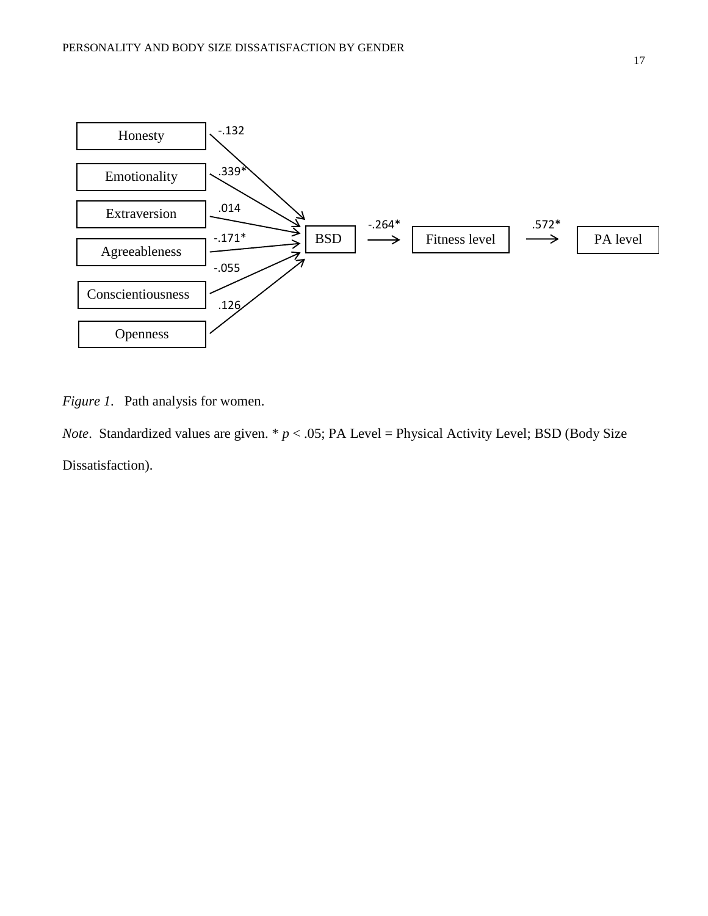| Predictor | → | Outcome | Standardized coefficient |
|---|---|---|---|
| Honesty | → | BSD | -.132 |
| Emotionality | → | BSD | .339* |
| Extraversion | → | BSD | .014 |
| Agreeableness | → | BSD | -.171* |
| Conscientiousness | → | BSD | -.055 |
| Openness | → | BSD | .126 |
| BSD | → | Fitness level | -.264* |
| Fitness level | → | PA level | .572* |

*Figure 1*. Path analysis for women.

*Note*. Standardized values are given. * $p < .05$; PA Level = Physical Activity Level; BSD (Body Size Dissatisfaction).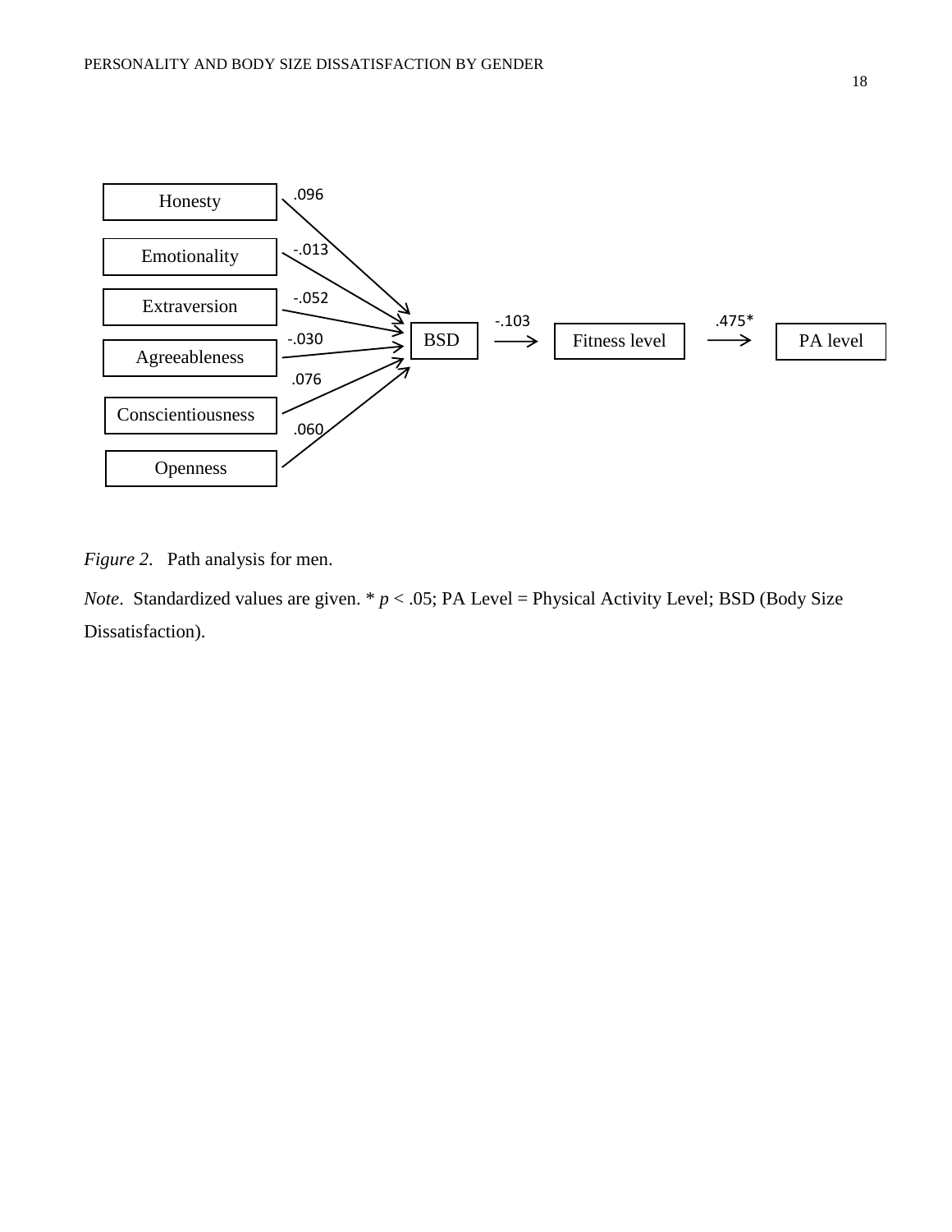Honesty

Emotionality

Extraversion

Agreeableness

Conscientiousness

Openness

.096

-.013

-.052

-.030

.076

.060

BSD

-.103

Fitness level

.475*

PA level

*Figure 2*. Path analysis for men.

*Note*. Standardized values are given. * $p < .05$; PA Level = Physical Activity Level; BSD (Body Size Dissatisfaction).